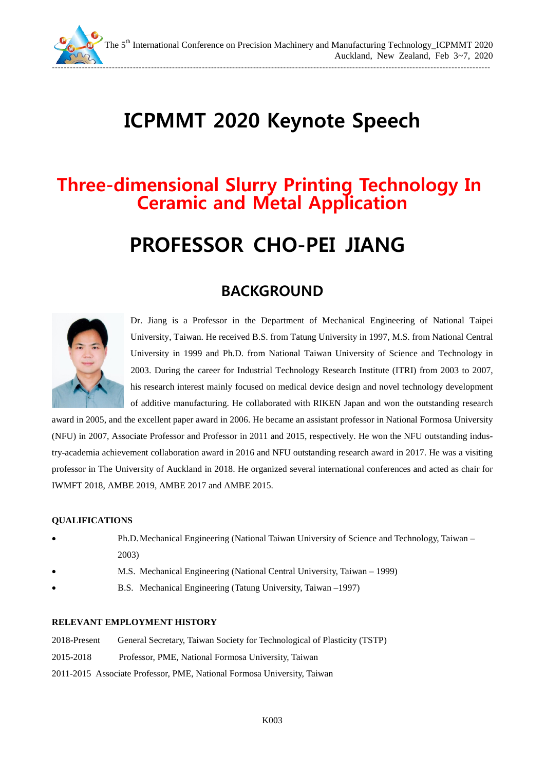# ICPMMT 2020 Keynote Speech

## Three-dimensional Slurry Printing Technology In Ceramic and Metal Application

# PROFESSOR CHO-PEI JIANG

## BACKGROUND

Dr. Jiang is a Professor in the Department of Mechanical Engineering of National Taipei University, Taiwan. He received B.S. from Tatung University in 1997, M.S. from National Central University in 1999 and Ph.D. from National Taiwan University of Science and Technology in 2003. During the career for Industrial Technology Research Institute (ITRI) from 2003 to 2007, his research interest mainly focused on medical device design and novel technology development of additive manufacturing. He collaborated with RIKEN Japan and won the outstanding research award in 2005, and the excellent paper award in 2006. He became an assistant professor in National Formosa University (NFU) in 2007, Associate Professor and Professor in 2011 and 2015, respectively. He won the NFU outstanding industry-academia achievement collaboration award in 2016 and NFU outstanding research award in 2017. He was a visiting professor in The University of Auckland in 2018. He organized several international conferences and acted as chair for IWMFT 2018, AMBE 2019, AMBE 2017 and AMBE 2015.

**QUALIFICATIONS**

- Ph.D. Mechanical Engineering (National Taiwan University of Science and Technology, Taiwan – 2003)
- M.S. Mechanical Engineering (National Central University, Taiwan – 1999)
- B.S. Mechanical Engineering (Tatung University, Taiwan –1997)

**RELEVANT EMPLOYMENT HISTORY**

2018-Present General Secretary, Taiwan Society for Technological of Plasticity (TSTP)

2015-2018 Professor, PME, National Formosa University, Taiwan

2011-2015 Associate Professor, PME, National Formosa University, Taiwan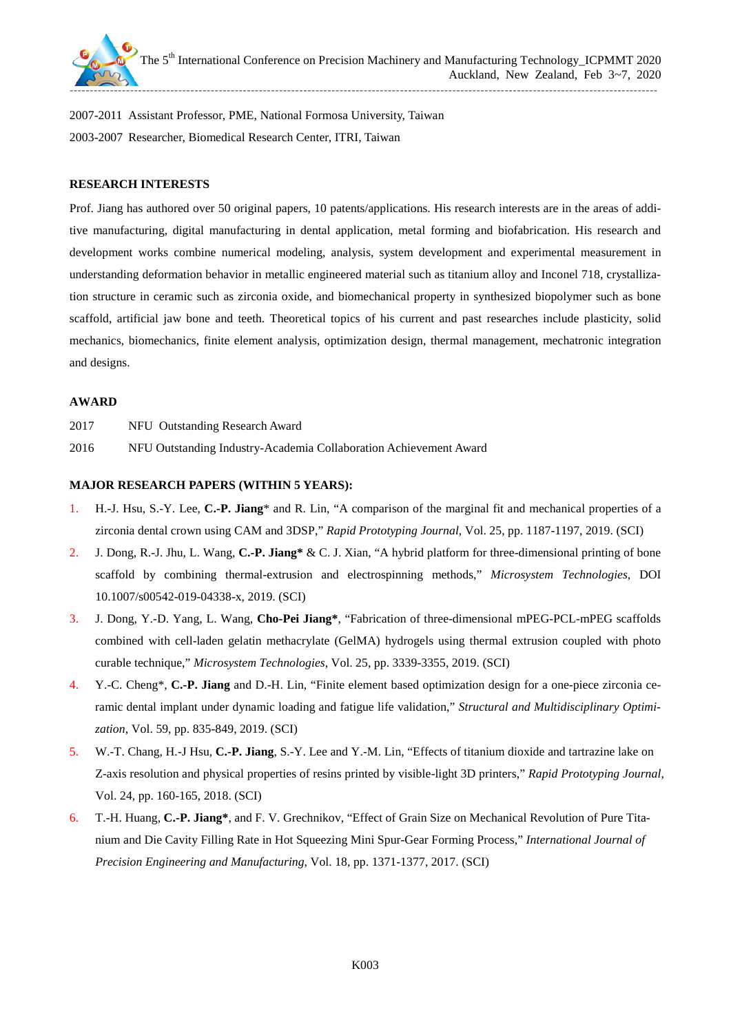2007-2011 Assistant Professor, PME, National Formosa University, Taiwan

2003-2007 Researcher, Biomedical Research Center, ITRI, Taiwan

**RESEARCH INTERESTS**

Prof. Jiang has authored over 50 original papers, 10 patents/applications. His research interests are in the areas of additive manufacturing, digital manufacturing in dental application, metal forming and biofabrication. His research and development works combine numerical modeling, analysis, system development and experimental measurement in understanding deformation behavior in metallic engineered material such as titanium alloy and Inconel 718, crystallization structure in ceramic such as zirconia oxide, and biomechanical property in synthesized biopolymer such as bone scaffold, artificial jaw bone and teeth. Theoretical topics of his current and past researches include plasticity, solid mechanics, biomechanics, finite element analysis, optimization design, thermal management, mechatronic integration and designs.

**AWARD**

2017 NFU Outstanding Research Award

2016 NFU Outstanding Industry-Academia Collaboration Achievement Award

**MAJOR RESEARCH PAPERS (WITHIN 5 YEARS):**

1. H.-J. Hsu, S.-Y. Lee, **C.-P. Jiang*** and R. Lin, "A comparison of the marginal fit and mechanical properties of a zirconia dental crown using CAM and 3DSP," *Rapid Prototyping Journal*, Vol. 25, pp. 1187-1197, 2019. (SCI)
2. J. Dong, R.-J. Jhu, L. Wang, **C.-P. Jiang*** & C. J. Xian, "A hybrid platform for three-dimensional printing of bone scaffold by combining thermal-extrusion and electrospinning methods," *Microsystem Technologies*, DOI 10.1007/s00542-019-04338-x, 2019. (SCI)
3. J. Dong, Y.-D. Yang, L. Wang, **Cho-Pei Jiang***, "Fabrication of three-dimensional mPEG-PCL-mPEG scaffolds combined with cell-laden gelatin methacrylate (GelMA) hydrogels using thermal extrusion coupled with photo curable technique," *Microsystem Technologies*, Vol. 25, pp. 3339-3355, 2019. (SCI)
4. Y.-C. Cheng*, **C.-P. Jiang** and D.-H. Lin, "Finite element based optimization design for a one-piece zirconia ceramic dental implant under dynamic loading and fatigue life validation," *Structural and Multidisciplinary Optimization*, Vol. 59, pp. 835-849, 2019. (SCI)
5. W.-T. Chang, H.-J Hsu, **C.-P. Jiang**, S.-Y. Lee and Y.-M. Lin, "Effects of titanium dioxide and tartrazine lake on Z-axis resolution and physical properties of resins printed by visible-light 3D printers," *Rapid Prototyping Journal*, Vol. 24, pp. 160-165, 2018. (SCI)
6. T.-H. Huang, **C.-P. Jiang***, and F. V. Grechnikov, "Effect of Grain Size on Mechanical Revolution of Pure Titanium and Die Cavity Filling Rate in Hot Squeezing Mini Spur-Gear Forming Process," *International Journal of Precision Engineering and Manufacturing*, Vol. 18, pp. 1371-1377, 2017. (SCI)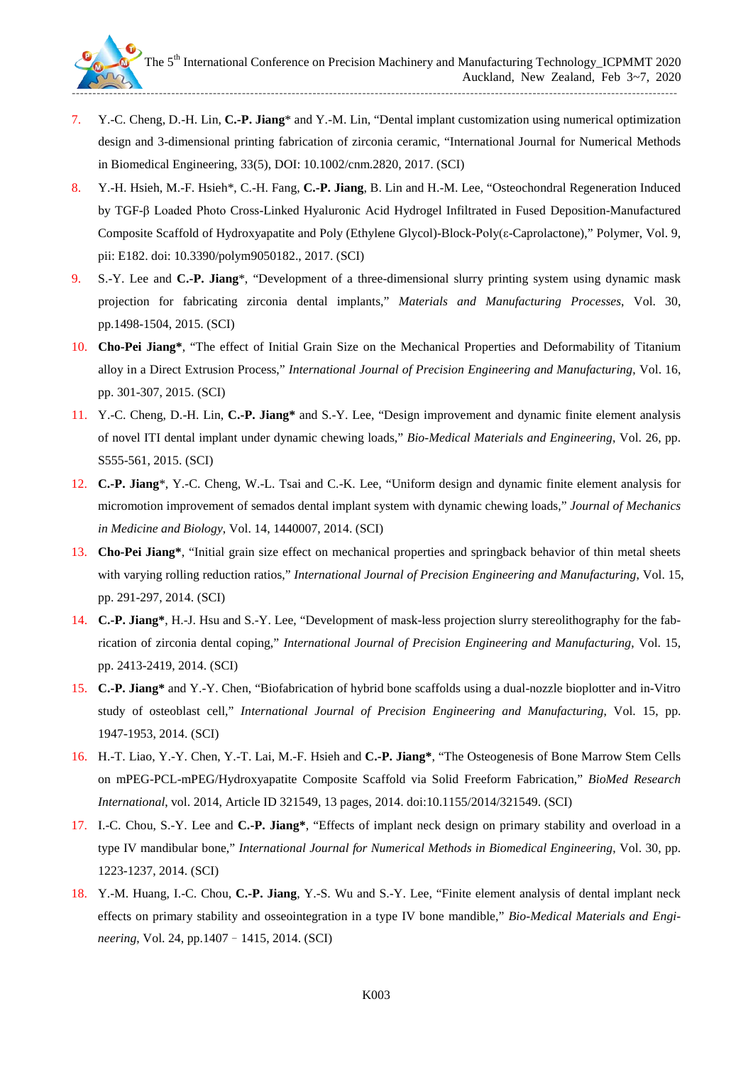7. Y.-C. Cheng, D.-H. Lin, **C.-P. Jiang*** and Y.-M. Lin, "Dental implant customization using numerical optimization design and 3-dimensional printing fabrication of zirconia ceramic, "International Journal for Numerical Methods in Biomedical Engineering, 33(5), DOI: 10.1002/cnm.2820, 2017. (SCI)
8. Y.-H. Hsieh, M.-F. Hsieh*, C.-H. Fang, **C.-P. Jiang**, B. Lin and H.-M. Lee, "Osteochondral Regeneration Induced by TGF-β Loaded Photo Cross-Linked Hyaluronic Acid Hydrogel Infiltrated in Fused Deposition-Manufactured Composite Scaffold of Hydroxyapatite and Poly (Ethylene Glycol)-Block-Poly(ε-Caprolactone)," Polymer, Vol. 9, pii: E182. doi: 10.3390/polym9050182., 2017. (SCI)
9. S.-Y. Lee and **C.-P. Jiang***, "Development of a three-dimensional slurry printing system using dynamic mask projection for fabricating zirconia dental implants," *Materials and Manufacturing Processes*, Vol. 30, pp.1498-1504, 2015. (SCI)
10. **Cho-Pei Jiang***, "The effect of Initial Grain Size on the Mechanical Properties and Deformability of Titanium alloy in a Direct Extrusion Process," *International Journal of Precision Engineering and Manufacturing*, Vol. 16, pp. 301-307, 2015. (SCI)
11. Y.-C. Cheng, D.-H. Lin, **C.-P. Jiang*** and S.-Y. Lee, "Design improvement and dynamic finite element analysis of novel ITI dental implant under dynamic chewing loads," *Bio-Medical Materials and Engineering*, Vol. 26, pp. S555-561, 2015. (SCI)
12. **C.-P. Jiang***, Y.-C. Cheng, W.-L. Tsai and C.-K. Lee, "Uniform design and dynamic finite element analysis for micromotion improvement of semados dental implant system with dynamic chewing loads," *Journal of Mechanics in Medicine and Biology*, Vol. 14, 1440007, 2014. (SCI)
13. **Cho-Pei Jiang***, "Initial grain size effect on mechanical properties and springback behavior of thin metal sheets with varying rolling reduction ratios," *International Journal of Precision Engineering and Manufacturing*, Vol. 15, pp. 291-297, 2014. (SCI)
14. **C.-P. Jiang***, H.-J. Hsu and S.-Y. Lee, "Development of mask-less projection slurry stereolithography for the fabrication of zirconia dental coping," *International Journal of Precision Engineering and Manufacturing*, Vol. 15, pp. 2413-2419, 2014. (SCI)
15. **C.-P. Jiang*** and Y.-Y. Chen, "Biofabrication of hybrid bone scaffolds using a dual-nozzle bioplotter and in-Vitro study of osteoblast cell," *International Journal of Precision Engineering and Manufacturing*, Vol. 15, pp. 1947-1953, 2014. (SCI)
16. H.-T. Liao, Y.-Y. Chen, Y.-T. Lai, M.-F. Hsieh and **C.-P. Jiang***, "The Osteogenesis of Bone Marrow Stem Cells on mPEG-PCL-mPEG/Hydroxyapatite Composite Scaffold via Solid Freeform Fabrication," *BioMed Research International*, vol. 2014, Article ID 321549, 13 pages, 2014. doi:10.1155/2014/321549. (SCI)
17. I.-C. Chou, S.-Y. Lee and **C.-P. Jiang***, "Effects of implant neck design on primary stability and overload in a type IV mandibular bone," *International Journal for Numerical Methods in Biomedical Engineering*, Vol. 30, pp. 1223-1237, 2014. (SCI)
18. Y.-M. Huang, I.-C. Chou, **C.-P. Jiang**, Y.-S. Wu and S.-Y. Lee, "Finite element analysis of dental implant neck effects on primary stability and osseointegration in a type IV bone mandible," *Bio-Medical Materials and Engineering*, Vol. 24, pp.1407–1415, 2014. (SCI)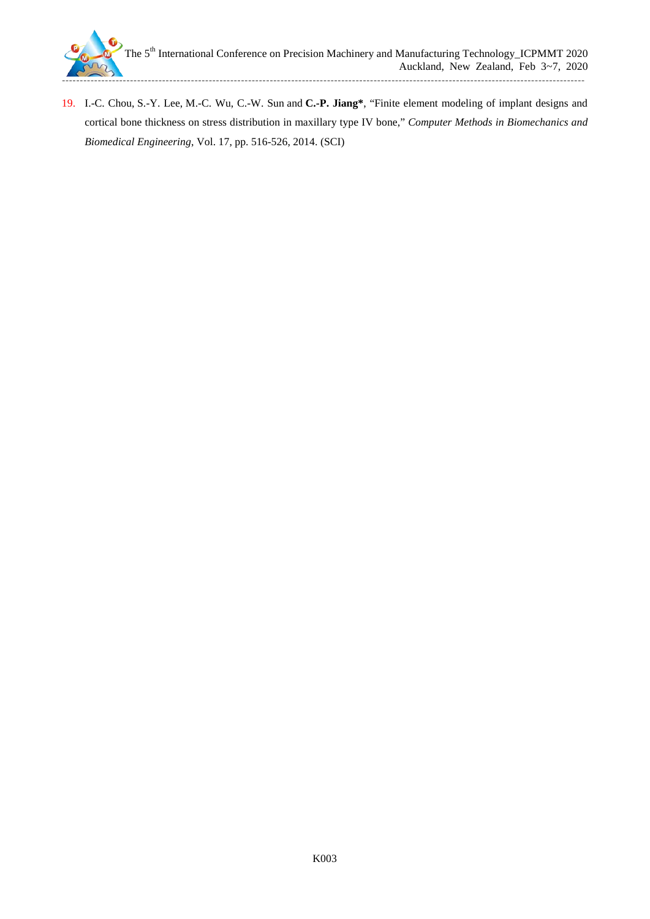19. I.-C. Chou, S.-Y. Lee, M.-C. Wu, C.-W. Sun and **C.-P. Jiang***, "Finite element modeling of implant designs and cortical bone thickness on stress distribution in maxillary type IV bone," *Computer Methods in Biomechanics and Biomedical Engineering*, Vol. 17, pp. 516-526, 2014. (SCI)